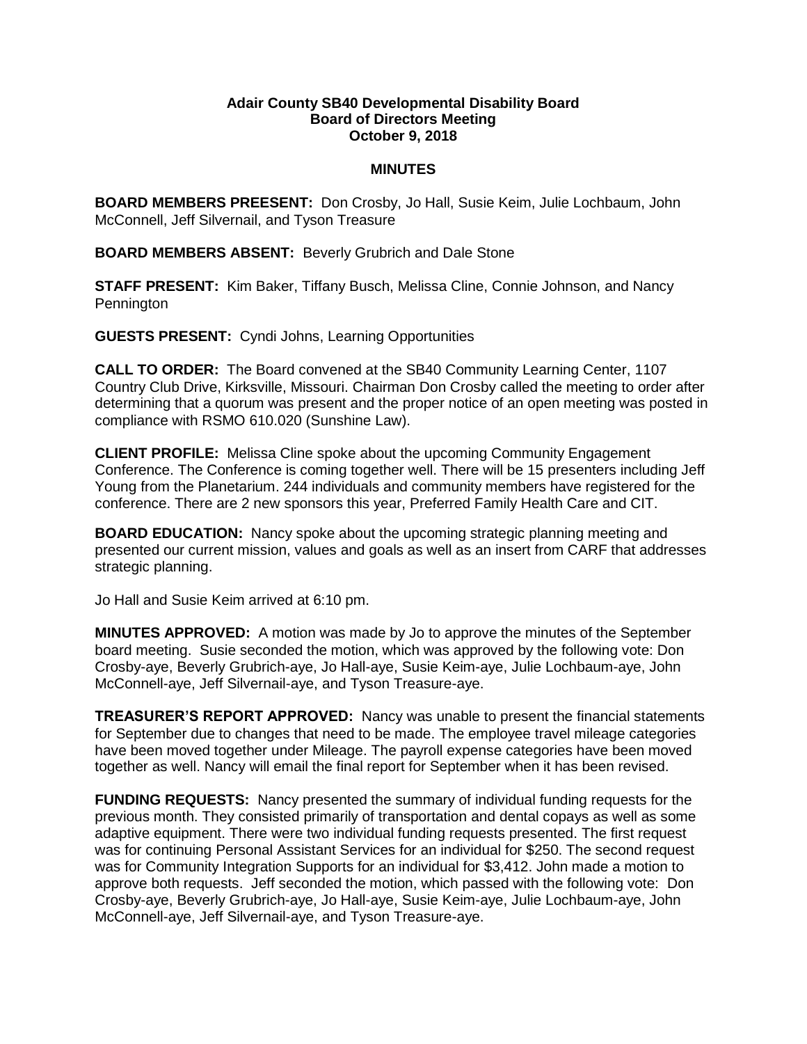**Adair County SB40 Developmental Disability Board**
**Board of Directors Meeting**
**October 9, 2018**

**MINUTES**

**BOARD MEMBERS PREESENT:** Don Crosby, Jo Hall, Susie Keim, Julie Lochbaum, John McConnell, Jeff Silvernail, and Tyson Treasure

**BOARD MEMBERS ABSENT:** Beverly Grubrich and Dale Stone

**STAFF PRESENT:** Kim Baker, Tiffany Busch, Melissa Cline, Connie Johnson, and Nancy Pennington

**GUESTS PRESENT:** Cyndi Johns, Learning Opportunities

**CALL TO ORDER:** The Board convened at the SB40 Community Learning Center, 1107 Country Club Drive, Kirksville, Missouri. Chairman Don Crosby called the meeting to order after determining that a quorum was present and the proper notice of an open meeting was posted in compliance with RSMO 610.020 (Sunshine Law).

**CLIENT PROFILE:** Melissa Cline spoke about the upcoming Community Engagement Conference. The Conference is coming together well. There will be 15 presenters including Jeff Young from the Planetarium. 244 individuals and community members have registered for the conference. There are 2 new sponsors this year, Preferred Family Health Care and CIT.

**BOARD EDUCATION:** Nancy spoke about the upcoming strategic planning meeting and presented our current mission, values and goals as well as an insert from CARF that addresses strategic planning.

Jo Hall and Susie Keim arrived at 6:10 pm.

**MINUTES APPROVED:** A motion was made by Jo to approve the minutes of the September board meeting. Susie seconded the motion, which was approved by the following vote: Don Crosby-aye, Beverly Grubrich-aye, Jo Hall-aye, Susie Keim-aye, Julie Lochbaum-aye, John McConnell-aye, Jeff Silvernail-aye, and Tyson Treasure-aye.

**TREASURER'S REPORT APPROVED:** Nancy was unable to present the financial statements for September due to changes that need to be made. The employee travel mileage categories have been moved together under Mileage. The payroll expense categories have been moved together as well. Nancy will email the final report for September when it has been revised.

**FUNDING REQUESTS:** Nancy presented the summary of individual funding requests for the previous month. They consisted primarily of transportation and dental copays as well as some adaptive equipment. There were two individual funding requests presented. The first request was for continuing Personal Assistant Services for an individual for $250. The second request was for Community Integration Supports for an individual for $3,412. John made a motion to approve both requests. Jeff seconded the motion, which passed with the following vote: Don Crosby-aye, Beverly Grubrich-aye, Jo Hall-aye, Susie Keim-aye, Julie Lochbaum-aye, John McConnell-aye, Jeff Silvernail-aye, and Tyson Treasure-aye.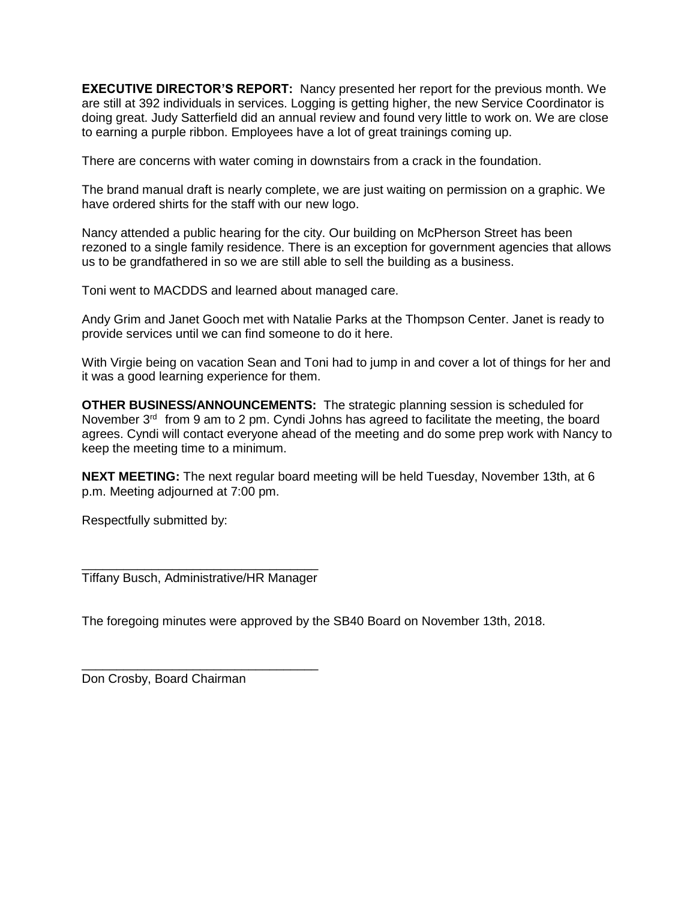**EXECUTIVE DIRECTOR'S REPORT:** Nancy presented her report for the previous month. We are still at 392 individuals in services. Logging is getting higher, the new Service Coordinator is doing great. Judy Satterfield did an annual review and found very little to work on. We are close to earning a purple ribbon. Employees have a lot of great trainings coming up.

There are concerns with water coming in downstairs from a crack in the foundation.

The brand manual draft is nearly complete, we are just waiting on permission on a graphic. We have ordered shirts for the staff with our new logo.

Nancy attended a public hearing for the city. Our building on McPherson Street has been rezoned to a single family residence. There is an exception for government agencies that allows us to be grandfathered in so we are still able to sell the building as a business.

Toni went to MACDDS and learned about managed care.

Andy Grim and Janet Gooch met with Natalie Parks at the Thompson Center. Janet is ready to provide services until we can find someone to do it here.

With Virgie being on vacation Sean and Toni had to jump in and cover a lot of things for her and it was a good learning experience for them.

**OTHER BUSINESS/ANNOUNCEMENTS:** The strategic planning session is scheduled for November 3rd from 9 am to 2 pm. Cyndi Johns has agreed to facilitate the meeting, the board agrees. Cyndi will contact everyone ahead of the meeting and do some prep work with Nancy to keep the meeting time to a minimum.

**NEXT MEETING:** The next regular board meeting will be held Tuesday, November 13th, at 6 p.m. Meeting adjourned at 7:00 pm.

Respectfully submitted by:

\_\_\_\_\_\_\_\_\_\_\_\_\_\_\_\_\_\_\_\_\_\_\_\_\_\_\_\_\_\_\_\_\_\_
Tiffany Busch, Administrative/HR Manager

The foregoing minutes were approved by the SB40 Board on November 13th, 2018.

\_\_\_\_\_\_\_\_\_\_\_\_\_\_\_\_\_\_\_\_\_\_\_\_\_\_\_\_\_\_\_\_\_\_
Don Crosby, Board Chairman